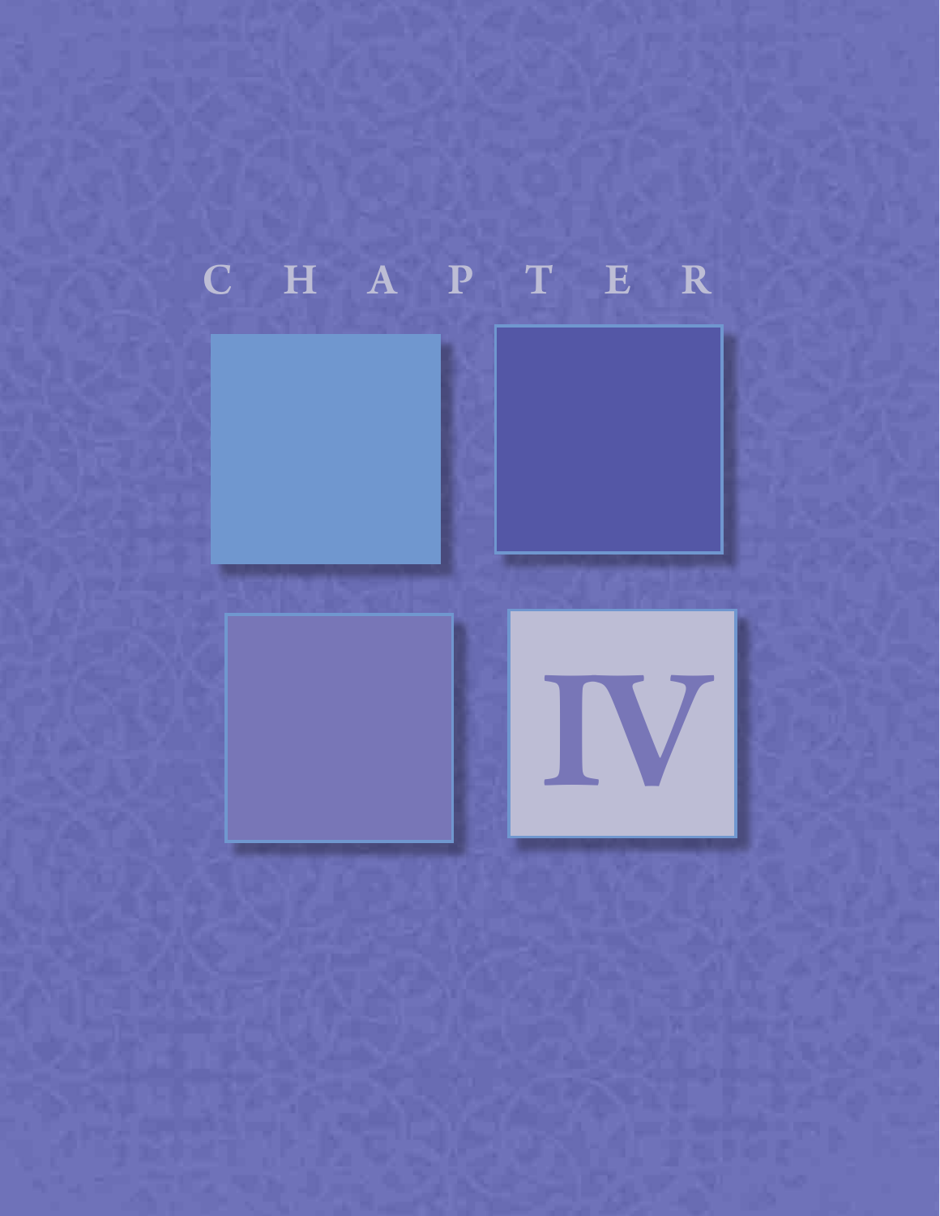# CHAPTER IV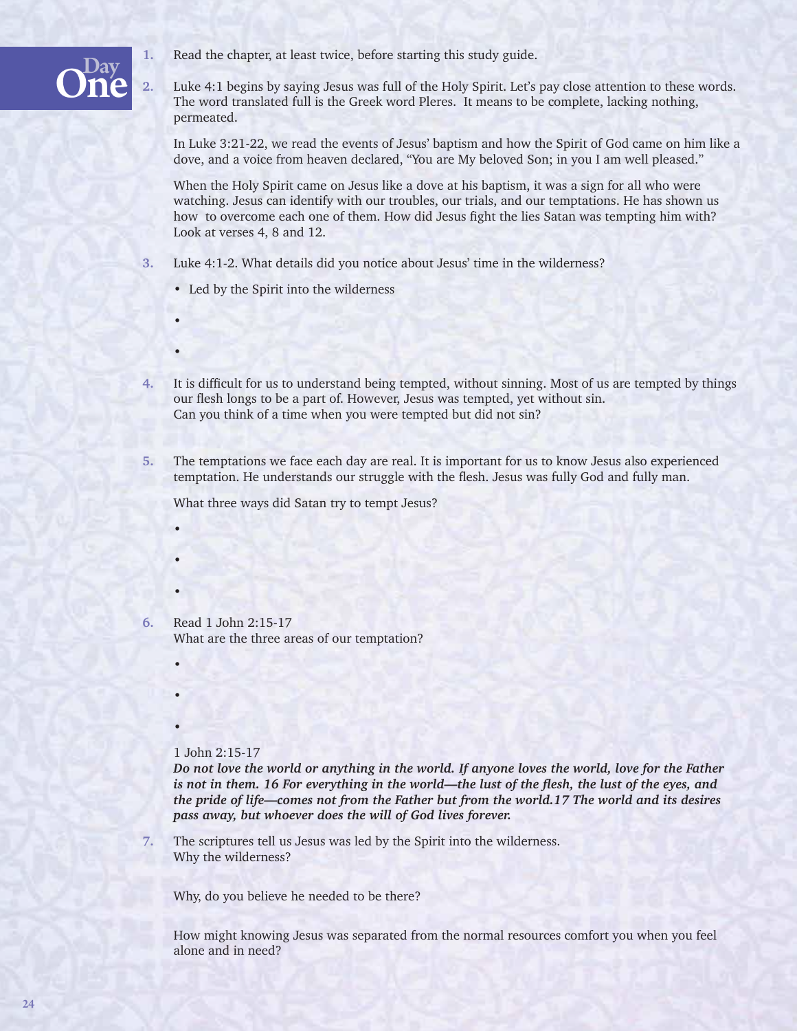# Day One

1. Read the chapter, at least twice, before starting this study guide.

2. Luke 4:1 begins by saying Jesus was full of the Holy Spirit. Let's pay close attention to these words. The word translated full is the Greek word Pleres. It means to be complete, lacking nothing, permeated.

   In Luke 3:21-22, we read the events of Jesus' baptism and how the Spirit of God came on him like a dove, and a voice from heaven declared, "You are My beloved Son; in you I am well pleased."

   When the Holy Spirit came on Jesus like a dove at his baptism, it was a sign for all who were watching. Jesus can identify with our troubles, our trials, and our temptations. He has shown us how to overcome each one of them. How did Jesus fight the lies Satan was tempting him with? Look at verses 4, 8 and 12.

3. Luke 4:1-2. What details did you notice about Jesus' time in the wilderness?

   - Led by the Spirit into the wilderness
   -
   -

4. It is difficult for us to understand being tempted, without sinning. Most of us are tempted by things our flesh longs to be a part of. However, Jesus was tempted, yet without sin.
   Can you think of a time when you were tempted but did not sin?

5. The temptations we face each day are real. It is important for us to know Jesus also experienced temptation. He understands our struggle with the flesh. Jesus was fully God and fully man.

   What three ways did Satan try to tempt Jesus?

   -
   -
   -

6. Read 1 John 2:15-17
   What are the three areas of our temptation?

   -
   -
   -

   1 John 2:15-17
   ***Do not love the world or anything in the world. If anyone loves the world, love for the Father is not in them. 16 For everything in the world—the lust of the flesh, the lust of the eyes, and the pride of life—comes not from the Father but from the world.17 The world and its desires pass away, but whoever does the will of God lives forever.***

7. The scriptures tell us Jesus was led by the Spirit into the wilderness.
   Why the wilderness?

   Why, do you believe he needed to be there?

   How might knowing Jesus was separated from the normal resources comfort you when you feel alone and in need?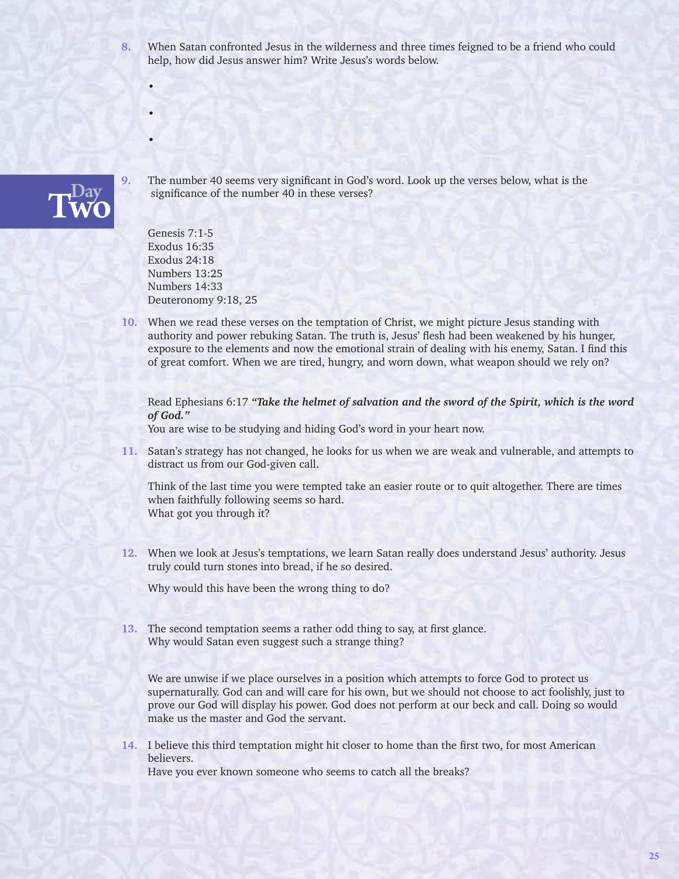8. When Satan confronted Jesus in the wilderness and three times feigned to be a friend who could help, how did Jesus answer him? Write Jesus's words below.

   •

   •

   •

## Day Two

9. The number 40 seems very significant in God's word. Look up the verses below, what is the significance of the number 40 in these verses?

   Genesis 7:1-5
   Exodus 16:35
   Exodus 24:18
   Numbers 13:25
   Numbers 14:33
   Deuteronomy 9:18, 25

10. When we read these verses on the temptation of Christ, we might picture Jesus standing with authority and power rebuking Satan. The truth is, Jesus' flesh had been weakened by his hunger, exposure to the elements and now the emotional strain of dealing with his enemy, Satan. I find this of great comfort. When we are tired, hungry, and worn down, what weapon should we rely on?

    Read Ephesians 6:17 ***"Take the helmet of salvation and the sword of the Spirit, which is the word of God."***
    You are wise to be studying and hiding God's word in your heart now.

11. Satan's strategy has not changed, he looks for us when we are weak and vulnerable, and attempts to distract us from our God-given call.

    Think of the last time you were tempted take an easier route or to quit altogether. There are times when faithfully following seems so hard.
    What got you through it?

12. When we look at Jesus's temptations, we learn Satan really does understand Jesus' authority. Jesus truly could turn stones into bread, if he so desired.

    Why would this have been the wrong thing to do?

13. The second temptation seems a rather odd thing to say, at first glance.
    Why would Satan even suggest such a strange thing?

    We are unwise if we place ourselves in a position which attempts to force God to protect us supernaturally. God can and will care for his own, but we should not choose to act foolishly, just to prove our God will display his power. God does not perform at our beck and call. Doing so would make us the master and God the servant.

14. I believe this third temptation might hit closer to home than the first two, for most American believers.
    Have you ever known someone who seems to catch all the breaks?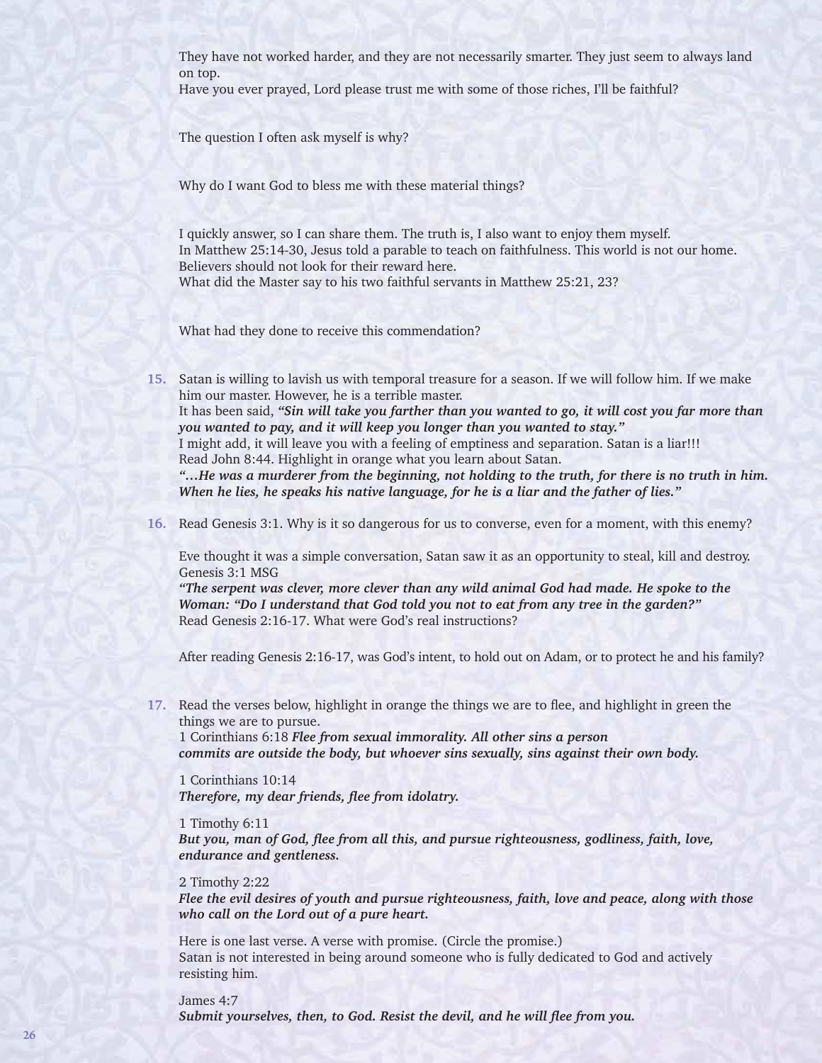They have not worked harder, and they are not necessarily smarter. They just seem to always land on top.
Have you ever prayed, Lord please trust me with some of those riches, I'll be faithful?

The question I often ask myself is why?

Why do I want God to bless me with these material things?

I quickly answer, so I can share them. The truth is, I also want to enjoy them myself.
In Matthew 25:14-30, Jesus told a parable to teach on faithfulness. This world is not our home. Believers should not look for their reward here.
What did the Master say to his two faithful servants in Matthew 25:21, 23?

What had they done to receive this commendation?

15. Satan is willing to lavish us with temporal treasure for a season. If we will follow him. If we make him our master. However, he is a terrible master.
It has been said, ***"Sin will take you farther than you wanted to go, it will cost you far more than you wanted to pay, and it will keep you longer than you wanted to stay."***
I might add, it will leave you with a feeling of emptiness and separation. Satan is a liar!!!
Read John 8:44. Highlight in orange what you learn about Satan.
***"…He was a murderer from the beginning, not holding to the truth, for there is no truth in him. When he lies, he speaks his native language, for he is a liar and the father of lies."***

16. Read Genesis 3:1. Why is it so dangerous for us to converse, even for a moment, with this enemy?

Eve thought it was a simple conversation, Satan saw it as an opportunity to steal, kill and destroy.
Genesis 3:1 MSG
***"The serpent was clever, more clever than any wild animal God had made. He spoke to the Woman: "Do I understand that God told you not to eat from any tree in the garden?"***
Read Genesis 2:16-17. What were God's real instructions?

After reading Genesis 2:16-17, was God's intent, to hold out on Adam, or to protect he and his family?

17. Read the verses below, highlight in orange the things we are to flee, and highlight in green the things we are to pursue.
1 Corinthians 6:18 ***Flee from sexual immorality. All other sins a person commits are outside the body, but whoever sins sexually, sins against their own body.***

1 Corinthians 10:14
***Therefore, my dear friends, flee from idolatry.***

1 Timothy 6:11
***But you, man of God, flee from all this, and pursue righteousness, godliness, faith, love, endurance and gentleness.***

2 Timothy 2:22
***Flee the evil desires of youth and pursue righteousness, faith, love and peace, along with those who call on the Lord out of a pure heart.***

Here is one last verse. A verse with promise. (Circle the promise.)
Satan is not interested in being around someone who is fully dedicated to God and actively resisting him.

James 4:7
***Submit yourselves, then, to God. Resist the devil, and he will flee from you.***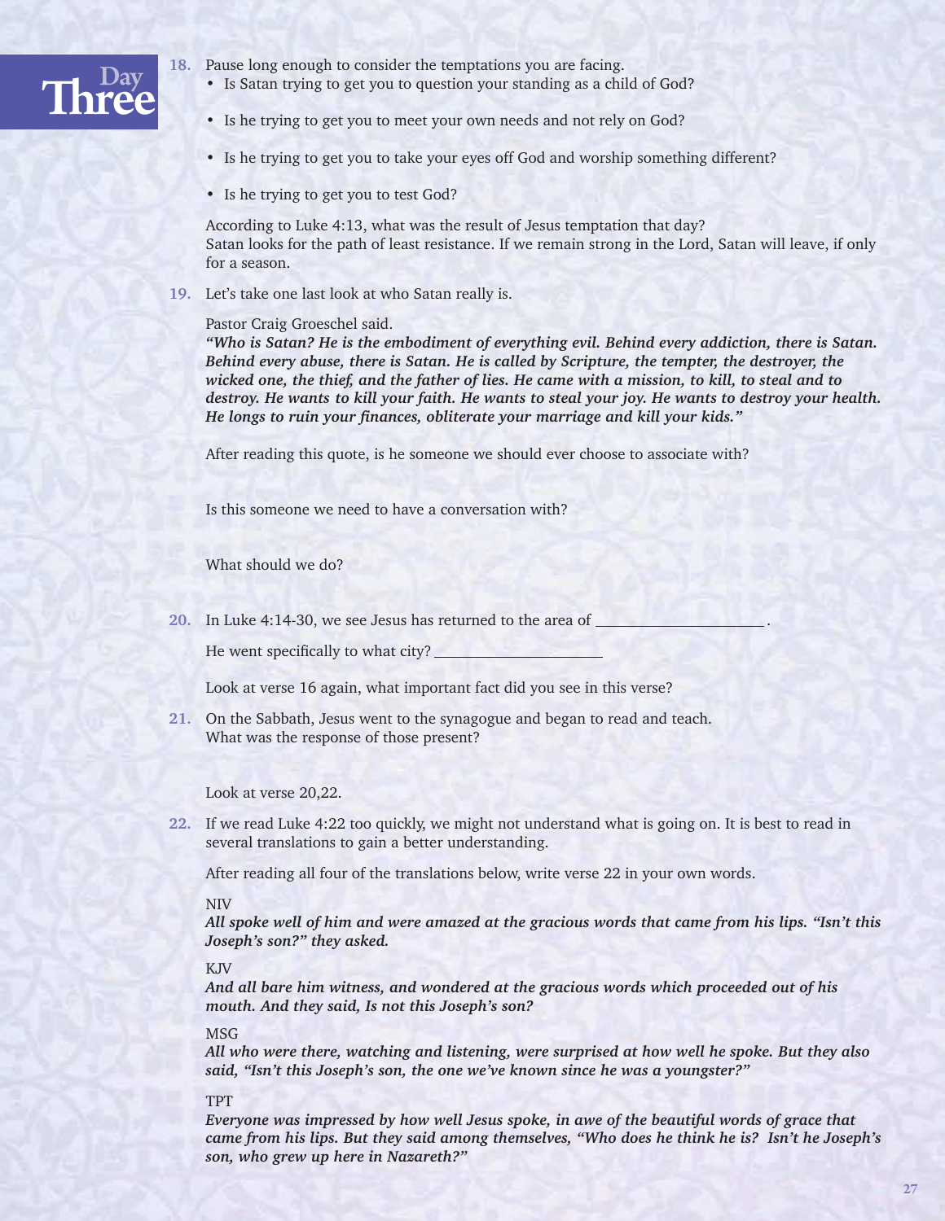**Day Three**

**18.** Pause long enough to consider the temptations you are facing.

- Is Satan trying to get you to question your standing as a child of God?
- Is he trying to get you to meet your own needs and not rely on God?
- Is he trying to get you to take your eyes off God and worship something different?
- Is he trying to get you to test God?

According to Luke 4:13, what was the result of Jesus temptation that day?
Satan looks for the path of least resistance. If we remain strong in the Lord, Satan will leave, if only for a season.

**19.** Let's take one last look at who Satan really is.

Pastor Craig Groeschel said.
***"Who is Satan? He is the embodiment of everything evil. Behind every addiction, there is Satan. Behind every abuse, there is Satan. He is called by Scripture, the tempter, the destroyer, the wicked one, the thief, and the father of lies. He came with a mission, to kill, to steal and to destroy. He wants to kill your faith. He wants to steal your joy. He wants to destroy your health. He longs to ruin your finances, obliterate your marriage and kill your kids."***

After reading this quote, is he someone we should ever choose to associate with?

Is this someone we need to have a conversation with?

What should we do?

**20.** In Luke 4:14-30, we see Jesus has returned to the area of ____________________.

He went specifically to what city? ____________________

Look at verse 16 again, what important fact did you see in this verse?

**21.** On the Sabbath, Jesus went to the synagogue and began to read and teach.
What was the response of those present?

Look at verse 20,22.

**22.** If we read Luke 4:22 too quickly, we might not understand what is going on. It is best to read in several translations to gain a better understanding.

After reading all four of the translations below, write verse 22 in your own words.

NIV
***All spoke well of him and were amazed at the gracious words that came from his lips. "Isn't this Joseph's son?" they asked.***

KJV
***And all bare him witness, and wondered at the gracious words which proceeded out of his mouth. And they said, Is not this Joseph's son?***

MSG
***All who were there, watching and listening, were surprised at how well he spoke. But they also said, "Isn't this Joseph's son, the one we've known since he was a youngster?"***

TPT
***Everyone was impressed by how well Jesus spoke, in awe of the beautiful words of grace that came from his lips. But they said among themselves, "Who does he think he is? Isn't he Joseph's son, who grew up here in Nazareth?"***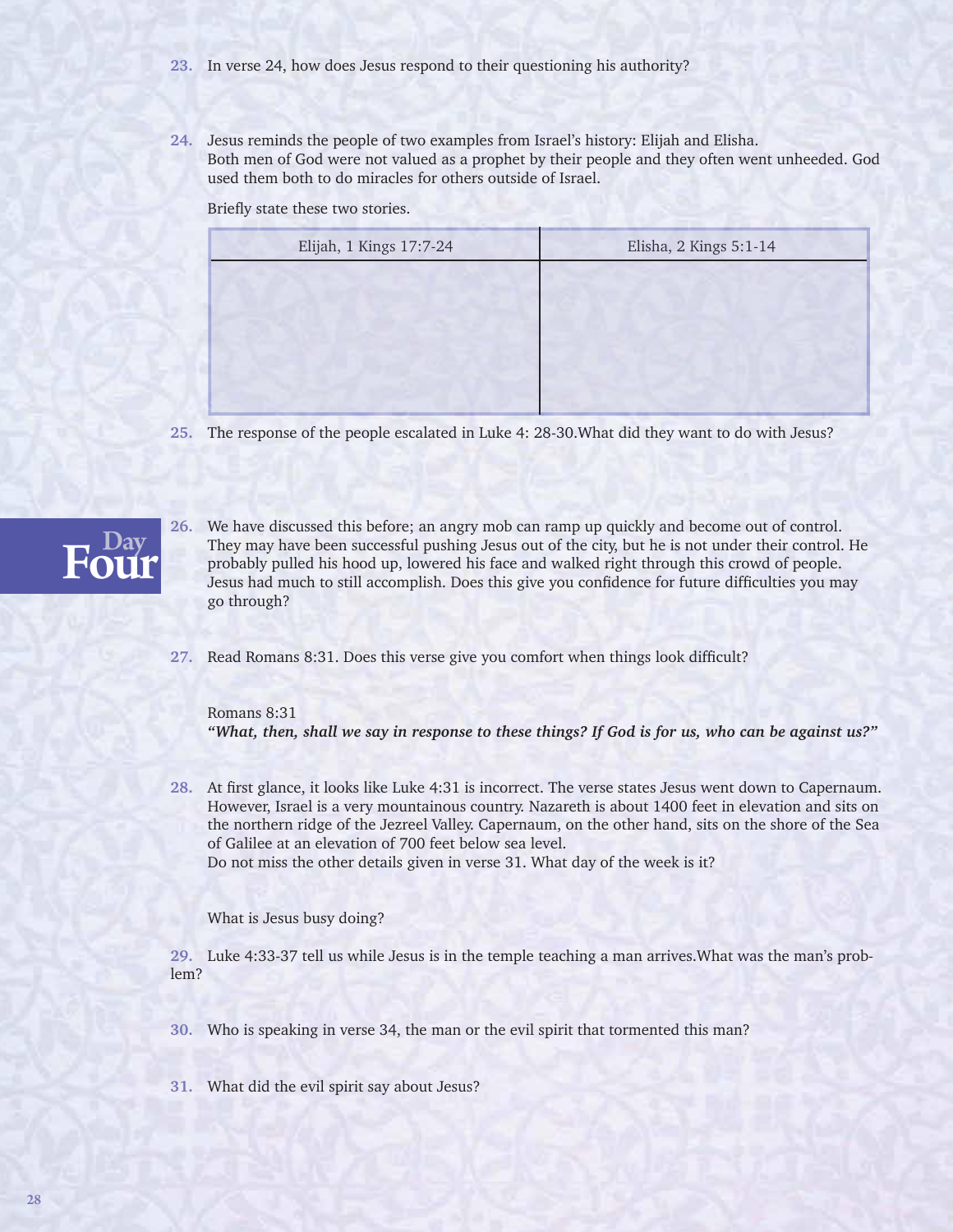23. In verse 24, how does Jesus respond to their questioning his authority?

24. Jesus reminds the people of two examples from Israel's history: Elijah and Elisha. Both men of God were not valued as a prophet by their people and they often went unheeded. God used them both to do miracles for others outside of Israel.

Briefly state these two stories.

| Elijah, 1 Kings 17:7-24 | Elisha, 2 Kings 5:1-14 |
|---|---|
| | |

25. The response of the people escalated in Luke 4: 28-30.What did they want to do with Jesus?

## Day Four

26. We have discussed this before; an angry mob can ramp up quickly and become out of control. They may have been successful pushing Jesus out of the city, but he is not under their control. He probably pulled his hood up, lowered his face and walked right through this crowd of people. Jesus had much to still accomplish. Does this give you confidence for future difficulties you may go through?

27. Read Romans 8:31. Does this verse give you comfort when things look difficult?

Romans 8:31
***"What, then, shall we say in response to these things? If God is for us, who can be against us?"***

28. At first glance, it looks like Luke 4:31 is incorrect. The verse states Jesus went down to Capernaum. However, Israel is a very mountainous country. Nazareth is about 1400 feet in elevation and sits on the northern ridge of the Jezreel Valley. Capernaum, on the other hand, sits on the shore of the Sea of Galilee at an elevation of 700 feet below sea level.
Do not miss the other details given in verse 31. What day of the week is it?

What is Jesus busy doing?

29. Luke 4:33-37 tell us while Jesus is in the temple teaching a man arrives.What was the man's problem?

30. Who is speaking in verse 34, the man or the evil spirit that tormented this man?

31. What did the evil spirit say about Jesus?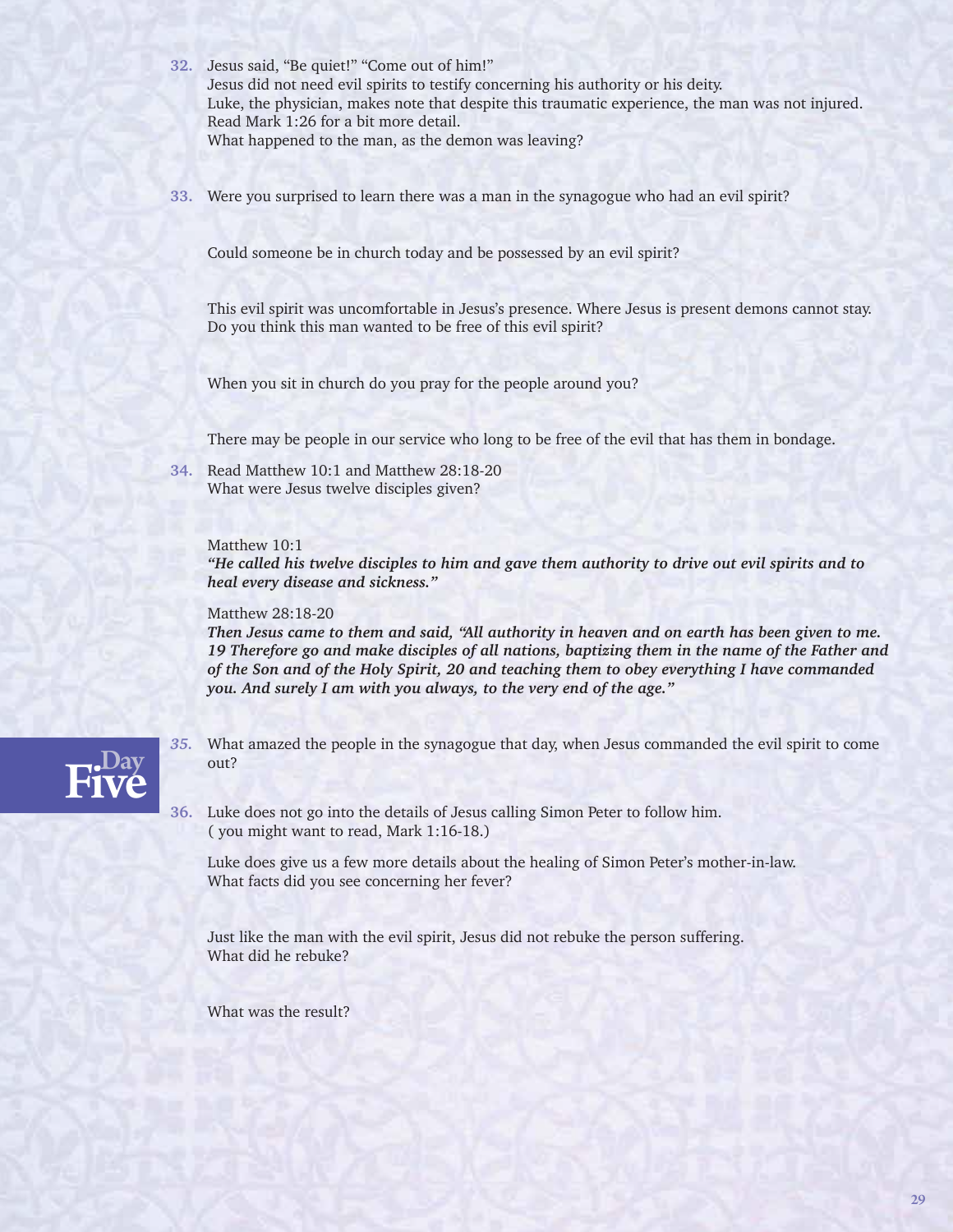32. Jesus said, "Be quiet!" "Come out of him!"
Jesus did not need evil spirits to testify concerning his authority or his deity.
Luke, the physician, makes note that despite this traumatic experience, the man was not injured.
Read Mark 1:26 for a bit more detail.
What happened to the man, as the demon was leaving?

33. Were you surprised to learn there was a man in the synagogue who had an evil spirit?

Could someone be in church today and be possessed by an evil spirit?

This evil spirit was uncomfortable in Jesus's presence. Where Jesus is present demons cannot stay.
Do you think this man wanted to be free of this evil spirit?

When you sit in church do you pray for the people around you?

There may be people in our service who long to be free of the evil that has them in bondage.

34. Read Matthew 10:1 and Matthew 28:18-20
What were Jesus twelve disciples given?

Matthew 10:1
***"He called his twelve disciples to him and gave them authority to drive out evil spirits and to heal every disease and sickness."***

Matthew 28:18-20
***Then Jesus came to them and said, "All authority in heaven and on earth has been given to me. 19 Therefore go and make disciples of all nations, baptizing them in the name of the Father and of the Son and of the Holy Spirit, 20 and teaching them to obey everything I have commanded you. And surely I am with you always, to the very end of the age."***

## Day Five

35. What amazed the people in the synagogue that day, when Jesus commanded the evil spirit to come out?

36. Luke does not go into the details of Jesus calling Simon Peter to follow him.
( you might want to read, Mark 1:16-18.)

Luke does give us a few more details about the healing of Simon Peter's mother-in-law.
What facts did you see concerning her fever?

Just like the man with the evil spirit, Jesus did not rebuke the person suffering.
What did he rebuke?

What was the result?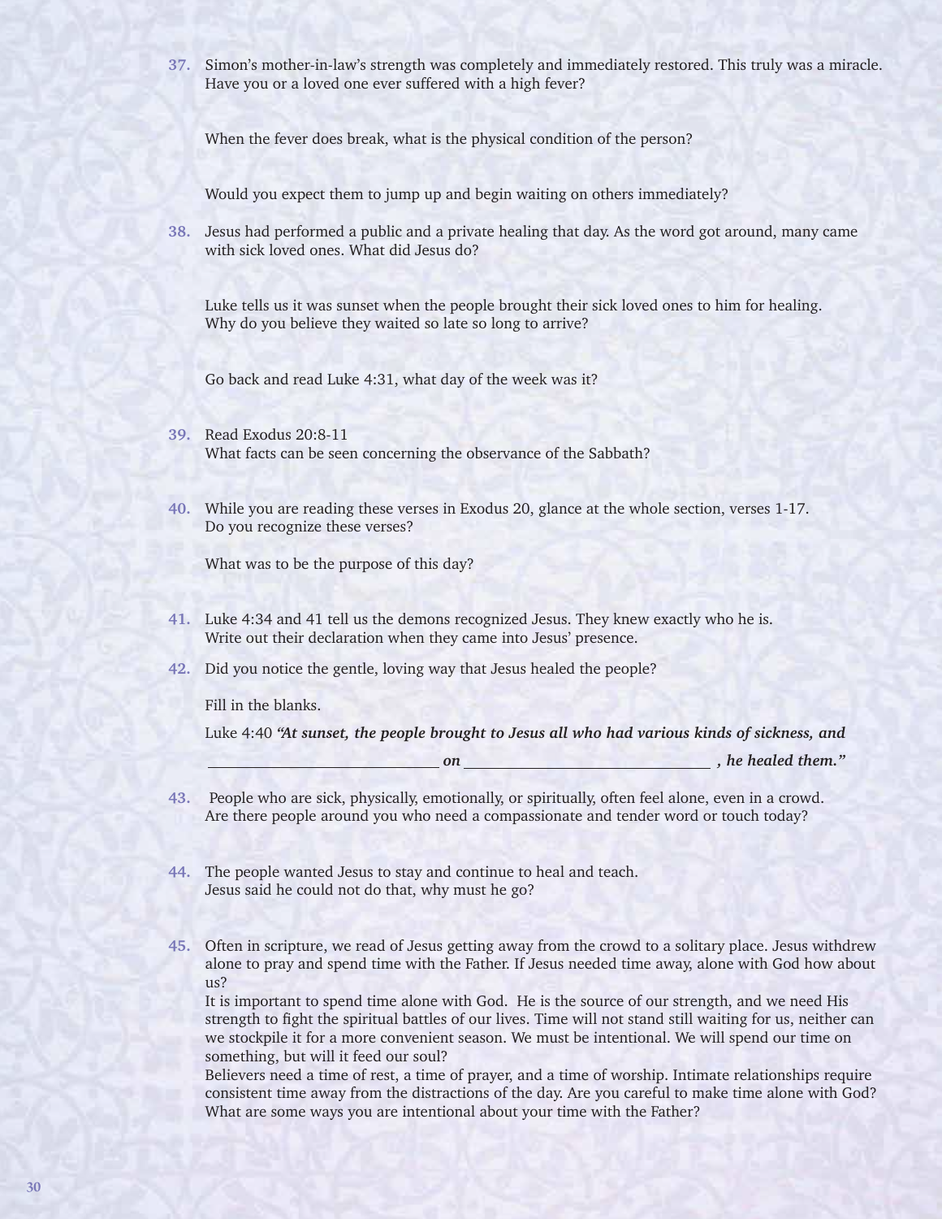37. Simon's mother-in-law's strength was completely and immediately restored. This truly was a miracle. Have you or a loved one ever suffered with a high fever?

    When the fever does break, what is the physical condition of the person?

    Would you expect them to jump up and begin waiting on others immediately?

38. Jesus had performed a public and a private healing that day. As the word got around, many came with sick loved ones. What did Jesus do?

    Luke tells us it was sunset when the people brought their sick loved ones to him for healing. Why do you believe they waited so late so long to arrive?

    Go back and read Luke 4:31, what day of the week was it?

39. Read Exodus 20:8-11
    What facts can be seen concerning the observance of the Sabbath?

40. While you are reading these verses in Exodus 20, glance at the whole section, verses 1-17. Do you recognize these verses?

    What was to be the purpose of this day?

41. Luke 4:34 and 41 tell us the demons recognized Jesus. They knew exactly who he is. Write out their declaration when they came into Jesus' presence.

42. Did you notice the gentle, loving way that Jesus healed the people?

    Fill in the blanks.

    Luke 4:40 ***"At sunset, the people brought to Jesus all who had various kinds of sickness, and***

    ***______________ on ______________ , he healed them."***

43. People who are sick, physically, emotionally, or spiritually, often feel alone, even in a crowd. Are there people around you who need a compassionate and tender word or touch today?

44. The people wanted Jesus to stay and continue to heal and teach.
    Jesus said he could not do that, why must he go?

45. Often in scripture, we read of Jesus getting away from the crowd to a solitary place. Jesus withdrew alone to pray and spend time with the Father. If Jesus needed time away, alone with God how about us?
    It is important to spend time alone with God. He is the source of our strength, and we need His strength to fight the spiritual battles of our lives. Time will not stand still waiting for us, neither can we stockpile it for a more convenient season. We must be intentional. We will spend our time on something, but will it feed our soul?
    Believers need a time of rest, a time of prayer, and a time of worship. Intimate relationships require consistent time away from the distractions of the day. Are you careful to make time alone with God? What are some ways you are intentional about your time with the Father?